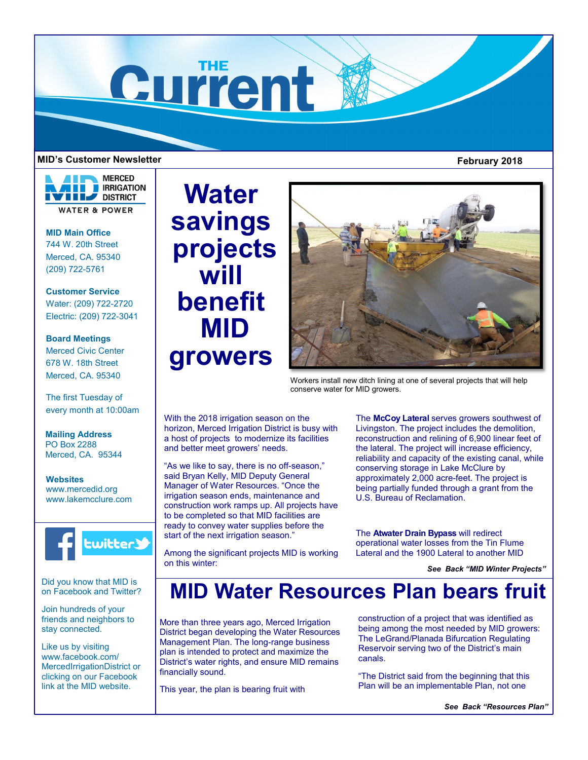# THE Current

**MID's Customer Newsletter** **February 2018**

MERCED IRRIGATION DISTRICT
WATER & POWER

**MID Main Office**
744 W. 20th Street
Merced, CA. 95340
(209) 722-5761

**Customer Service**
Water: (209) 722-2720
Electric: (209) 722-3041

**Board Meetings**
Merced Civic Center
678 W. 18th Street
Merced, CA. 95340

The first Tuesday of every month at 10:00am

**Mailing Address**
PO Box 2288
Merced, CA. 95344

**Websites**
www.mercedid.org
www.lakemcclure.com

Did you know that MID is on Facebook and Twitter?

Join hundreds of your friends and neighbors to stay connected.

Like us by visiting www.facebook.com/MercedIrrigationDistrict or clicking on our Facebook link at the MID website.

# Water savings projects will benefit MID growers

Workers install new ditch lining at one of several projects that will help conserve water for MID growers.

With the 2018 irrigation season on the horizon, Merced Irrigation District is busy with a host of projects to modernize its facilities and better meet growers' needs.

"As we like to say, there is no off-season," said Bryan Kelly, MID Deputy General Manager of Water Resources. "Once the irrigation season ends, maintenance and construction work ramps up. All projects have to be completed so that MID facilities are ready to convey water supplies before the start of the next irrigation season."

Among the significant projects MID is working on this winter:

The **McCoy Lateral** serves growers southwest of Livingston. The project includes the demolition, reconstruction and relining of 6,900 linear feet of the lateral. The project will increase efficiency, reliability and capacity of the existing canal, while conserving storage in Lake McClure by approximately 2,000 acre-feet. The project is being partially funded through a grant from the U.S. Bureau of Reclamation.

The **Atwater Drain Bypass** will redirect operational water losses from the Tin Flume Lateral and the 1900 Lateral to another MID

*See Back "MID Winter Projects"*

# MID Water Resources Plan bears fruit

More than three years ago, Merced Irrigation District began developing the Water Resources Management Plan. The long-range business plan is intended to protect and maximize the District's water rights, and ensure MID remains financially sound.

This year, the plan is bearing fruit with construction of a project that was identified as being among the most needed by MID growers: The LeGrand/Planada Bifurcation Regulating Reservoir serving two of the District's main canals.

"The District said from the beginning that this Plan will be an implementable Plan, not one

*See Back "Resources Plan"*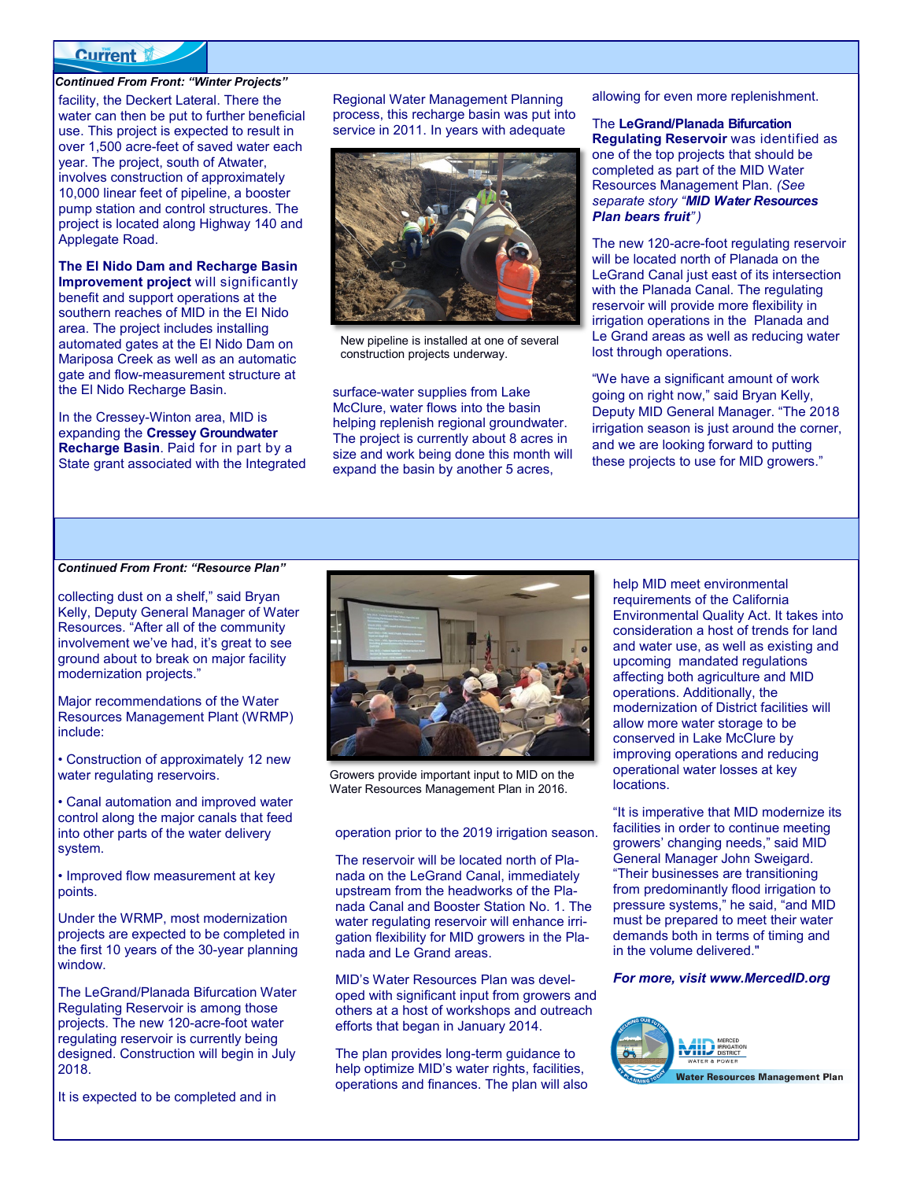*Continued From Front: "Winter Projects"*

facility, the Deckert Lateral. There the water can then be put to further beneficial use. This project is expected to result in over 1,500 acre-feet of saved water each year. The project, south of Atwater, involves construction of approximately 10,000 linear feet of pipeline, a booster pump station and control structures. The project is located along Highway 140 and Applegate Road.

**The El Nido Dam and Recharge Basin Improvement project** will significantly benefit and support operations at the southern reaches of MID in the El Nido area. The project includes installing automated gates at the El Nido Dam on Mariposa Creek as well as an automatic gate and flow-measurement structure at the El Nido Recharge Basin.

In the Cressey-Winton area, MID is expanding the **Cressey Groundwater Recharge Basin**. Paid for in part by a State grant associated with the Integrated Regional Water Management Planning process, this recharge basin was put into service in 2011. In years with adequate surface-water supplies from Lake McClure, water flows into the basin helping replenish regional groundwater. The project is currently about 8 acres in size and work being done this month will expand the basin by another 5 acres, allowing for even more replenishment.

New pipeline is installed at one of several construction projects underway.

The **LeGrand/Planada Bifurcation Regulating Reservoir** was identified as one of the top projects that should be completed as part of the MID Water Resources Management Plan. *(See separate story "**MID Water Resources Plan bears fruit**")*

The new 120-acre-foot regulating reservoir will be located north of Planada on the LeGrand Canal just east of its intersection with the Planada Canal. The regulating reservoir will provide more flexibility in irrigation operations in the Planada and Le Grand areas as well as reducing water lost through operations.

"We have a significant amount of work going on right now," said Bryan Kelly, Deputy MID General Manager. "The 2018 irrigation season is just around the corner, and we are looking forward to putting these projects to use for MID growers."

*Continued From Front: "Resource Plan"*

collecting dust on a shelf," said Bryan Kelly, Deputy General Manager of Water Resources. "After all of the community involvement we've had, it's great to see ground about to break on major facility modernization projects."

Major recommendations of the Water Resources Management Plant (WRMP) include:

- Construction of approximately 12 new water regulating reservoirs.
- Canal automation and improved water control along the major canals that feed into other parts of the water delivery system.
- Improved flow measurement at key points.

Under the WRMP, most modernization projects are expected to be completed in the first 10 years of the 30-year planning window.

The LeGrand/Planada Bifurcation Water Regulating Reservoir is among those projects. The new 120-acre-foot water regulating reservoir is currently being designed. Construction will begin in July 2018.

It is expected to be completed and in operation prior to the 2019 irrigation season.

Growers provide important input to MID on the Water Resources Management Plan in 2016.

The reservoir will be located north of Planada on the LeGrand Canal, immediately upstream from the headworks of the Planada Canal and Booster Station No. 1. The water regulating reservoir will enhance irrigation flexibility for MID growers in the Planada and Le Grand areas.

MID's Water Resources Plan was developed with significant input from growers and others at a host of workshops and outreach efforts that began in January 2014.

The plan provides long-term guidance to help optimize MID's water rights, facilities, operations and finances. The plan will also help MID meet environmental requirements of the California Environmental Quality Act. It takes into consideration a host of trends for land and water use, as well as existing and upcoming mandated regulations affecting both agriculture and MID operations. Additionally, the modernization of District facilities will allow more water storage to be conserved in Lake McClure by improving operations and reducing operational water losses at key locations.

"It is imperative that MID modernize its facilities in order to continue meeting growers' changing needs," said MID General Manager John Sweigard. "Their businesses are transitioning from predominantly flood irrigation to pressure systems," he said, "and MID must be prepared to meet their water demands both in terms of timing and in the volume delivered."

***For more, visit www.MercedID.org***